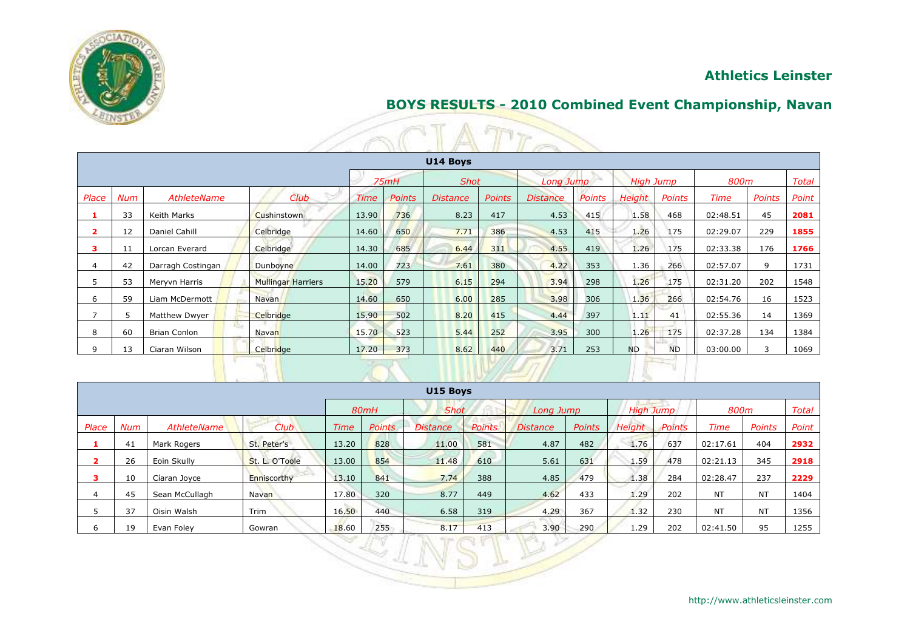## Athletics Leinster

## BOYS RESULTS - 2010 Combined Event Championship, Navan

| U14 Boys | | | | | | | | | | | | | | |
|---|---|---|---|---|---|---|---|---|---|---|---|---|---|---|
| | | | | 75mH | | Shot | | Long Jump | | High Jump | | 800m | | Total |
| Place | Num | AthleteName | Club | Time | Points | Distance | Points | Distance | Points | Height | Points | Time | Points | Point |
| **1** | 33 | Keith Marks | Cushinstown | 13.90 | 736 | 8.23 | 417 | 4.53 | 415 | 1.58 | 468 | 02:48.51 | 45 | **2081** |
| **2** | 12 | Daniel Cahill | Celbridge | 14.60 | 650 | 7.71 | 386 | 4.53 | 415 | 1.26 | 175 | 02:29.07 | 229 | **1855** |
| **3** | 11 | Lorcan Everard | Celbridge | 14.30 | 685 | 6.44 | 311 | 4.55 | 419 | 1.26 | 175 | 02:33.38 | 176 | **1766** |
| 4 | 42 | Darragh Costingan | Dunboyne | 14.00 | 723 | 7.61 | 380 | 4.22 | 353 | 1.36 | 266 | 02:57.07 | 9 | 1731 |
| 5 | 53 | Meryvn Harris | Mullingar Harriers | 15.20 | 579 | 6.15 | 294 | 3.94 | 298 | 1.26 | 175 | 02:31.20 | 202 | 1548 |
| 6 | 59 | Liam McDermott | Navan | 14.60 | 650 | 6.00 | 285 | 3.98 | 306 | 1.36 | 266 | 02:54.76 | 16 | 1523 |
| 7 | 5 | Matthew Dwyer | Celbridge | 15.90 | 502 | 8.20 | 415 | 4.44 | 397 | 1.11 | 41 | 02:55.36 | 14 | 1369 |
| 8 | 60 | Brian Conlon | Navan | 15.70 | 523 | 5.44 | 252 | 3.95 | 300 | 1.26 | 175 | 02:37.28 | 134 | 1384 |
| 9 | 13 | Ciaran Wilson | Celbridge | 17.20 | 373 | 8.62 | 440 | 3.71 | 253 | ND | ND | 03:00.00 | 3 | 1069 |

| U15 Boys | | | | | | | | | | | | | | |
|---|---|---|---|---|---|---|---|---|---|---|---|---|---|---|
| | | | | 80mH | | Shot | | Long Jump | | High Jump | | 800m | | Total |
| Place | Num | AthleteName | Club | Time | Points | Distance | Points | Distance | Points | Height | Points | Time | Points | Point |
| **1** | 41 | Mark Rogers | St. Peter's | 13.20 | 828 | 11.00 | 581 | 4.87 | 482 | 1.76 | 637 | 02:17.61 | 404 | **2932** |
| **2** | 26 | Eoin Skully | St. L. O'Toole | 13.00 | 854 | 11.48 | 610 | 5.61 | 631 | 1.59 | 478 | 02:21.13 | 345 | **2918** |
| **3** | 10 | Cíaran Joyce | Enniscorthy | 13.10 | 841 | 7.74 | 388 | 4.85 | 479 | 1.38 | 284 | 02:28.47 | 237 | **2229** |
| 4 | 45 | Sean McCullagh | Navan | 17.80 | 320 | 8.77 | 449 | 4.62 | 433 | 1.29 | 202 | NT | NT | 1404 |
| 5 | 37 | Oisin Walsh | Trim | 16.50 | 440 | 6.58 | 319 | 4.29 | 367 | 1.32 | 230 | NT | NT | 1356 |
| 6 | 19 | Evan Foley | Gowran | 18.60 | 255 | 8.17 | 413 | 3.90 | 290 | 1.29 | 202 | 02:41.50 | 95 | 1255 |

http://www.athleticsleinster.com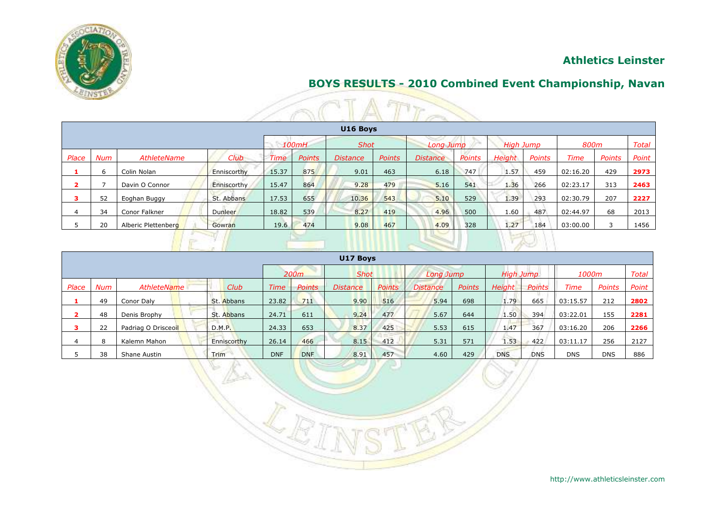## Athletics Leinster

## BOYS RESULTS - 2010 Combined Event Championship, Navan

| U16 Boys | | | | | | | | | | | | | | |
|---|---|---|---|---|---|---|---|---|---|---|---|---|---|---|
| | | | | 100mH | | Shot | | Long Jump | | High Jump | | 800m | | Total |
| Place | Num | AthleteName | Club | Time | Points | Distance | Points | Distance | Points | Height | Points | Time | Points | Point |
| **1** | 6 | Colin Nolan | Enniscorthy | 15.37 | 875 | 9.01 | 463 | 6.18 | 747 | 1.57 | 459 | 02:16.20 | 429 | **2973** |
| **2** | 7 | Davin O Connor | Enniscorthy | 15.47 | 864 | 9.28 | 479 | 5.16 | 541 | 1.36 | 266 | 02:23.17 | 313 | **2463** |
| **3** | 52 | Eoghan Buggy | St. Abbans | 17.53 | 655 | 10.36 | 543 | 5.10 | 529 | 1.39 | 293 | 02:30.79 | 207 | **2227** |
| 4 | 34 | Conor Falkner | Dunleer | 18.82 | 539 | 8.27 | 419 | 4.96 | 500 | 1.60 | 487 | 02:44.97 | 68 | 2013 |
| 5 | 20 | Alberic Plettenberg | Gowran | 19.6 | 474 | 9.08 | 467 | 4.09 | 328 | 1.27 | 184 | 03:00.00 | 3 | 1456 |

| U17 Boys | | | | | | | | | | | | | | |
|---|---|---|---|---|---|---|---|---|---|---|---|---|---|---|
| | | | | 200m | | Shot | | Long Jump | | High Jump | | 1000m | | Total |
| Place | Num | AthleteName | Club | Time | Points | Distance | Points | Distance | Points | Height | Points | Time | Points | Point |
| **1** | 49 | Conor Daly | St. Abbans | 23.82 | 711 | 9.90 | 516 | 5.94 | 698 | 1.79 | 665 | 03:15.57 | 212 | **2802** |
| **2** | 48 | Denis Brophy | St. Abbans | 24.71 | 611 | 9.24 | 477 | 5.67 | 644 | 1.50 | 394 | 03:22.01 | 155 | **2281** |
| **3** | 22 | Padriag O Drisceoil | D.M.P. | 24.33 | 653 | 8.37 | 425 | 5.53 | 615 | 1.47 | 367 | 03:16.20 | 206 | **2266** |
| 4 | 8 | Kalemn Mahon | Enniscorthy | 26.14 | 466 | 8.15 | 412 | 5.31 | 571 | 1.53 | 422 | 03:11.17 | 256 | 2127 |
| 5 | 38 | Shane Austin | Trim | DNF | DNF | 8.91 | 457 | 4.60 | 429 | DNS | DNS | DNS | DNS | 886 |

http://www.athleticsleinster.com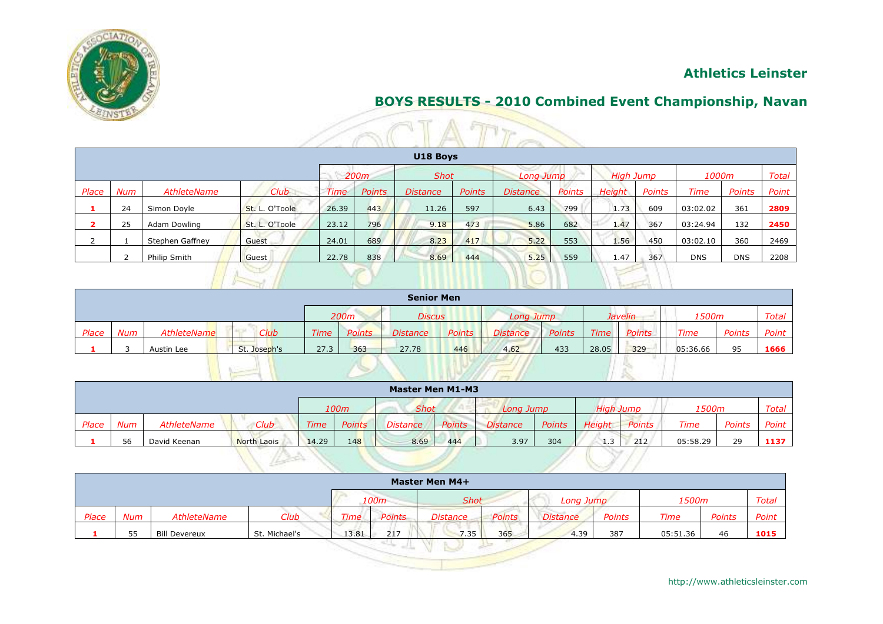## Athletics Leinster

## BOYS RESULTS - 2010 Combined Event Championship, Navan

| U18 Boys | | | | | | | | | | | | | | |
|---|---|---|---|---|---|---|---|---|---|---|---|---|---|---|
| | | | | 200m | | Shot | | Long Jump | | High Jump | | 1000m | | Total |
| Place | Num | AthleteName | Club | Time | Points | Distance | Points | Distance | Points | Height | Points | Time | Points | Point |
| 1 | 24 | Simon Doyle | St. L. O'Toole | 26.39 | 443 | 11.26 | 597 | 6.43 | 799 | 1.73 | 609 | 03:02.02 | 361 | 2809 |
| 2 | 25 | Adam Dowling | St. L. O'Toole | 23.12 | 796 | 9.18 | 473 | 5.86 | 682 | 1.47 | 367 | 03:24.94 | 132 | 2450 |
| 2 | 1 | Stephen Gaffney | Guest | 24.01 | 689 | 8.23 | 417 | 5.22 | 553 | 1.56 | 450 | 03:02.10 | 360 | 2469 |
| | 2 | Philip Smith | Guest | 22.78 | 838 | 8.69 | 444 | 5.25 | 559 | 1.47 | 367 | DNS | DNS | 2208 |

| Senior Men | | | | | | | | | | | | | | |
|---|---|---|---|---|---|---|---|---|---|---|---|---|---|---|
| | | | | 200m | | Discus | | Long Jump | | Javelin | | 1500m | | Total |
| Place | Num | AthleteName | Club | Time | Points | Distance | Points | Distance | Points | Time | Points | Time | Points | Point |
| 1 | 3 | Austin Lee | St. Joseph's | 27.3 | 363 | 27.78 | 446 | 4.62 | 433 | 28.05 | 329 | 05:36.66 | 95 | 1666 |

| Master Men M1-M3 | | | | | | | | | | | | | | |
|---|---|---|---|---|---|---|---|---|---|---|---|---|---|---|
| | | | | 100m | | Shot | | Long Jump | | High Jump | | 1500m | | Total |
| Place | Num | AthleteName | Club | Time | Points | Distance | Points | Distance | Points | Height | Points | Time | Points | Point |
| 1 | 56 | David Keenan | North Laois | 14.29 | 148 | 8.69 | 444 | 3.97 | 304 | 1.3 | 212 | 05:58.29 | 29 | 1137 |

| Master Men M4+ | | | | | | | | | | | |
|---|---|---|---|---|---|---|---|---|---|---|---|
| | | | | 100m | | Shot | | Long Jump | | 1500m | | Total |
| Place | Num | AthleteName | Club | Time | Points | Distance | Points | Distance | Points | Time | Points | Point |
| 1 | 55 | Bill Devereux | St. Michael's | 13.81 | 217 | 7.35 | 365 | 4.39 | 387 | 05:51.36 | 46 | 1015 |

http://www.athleticsleinster.com